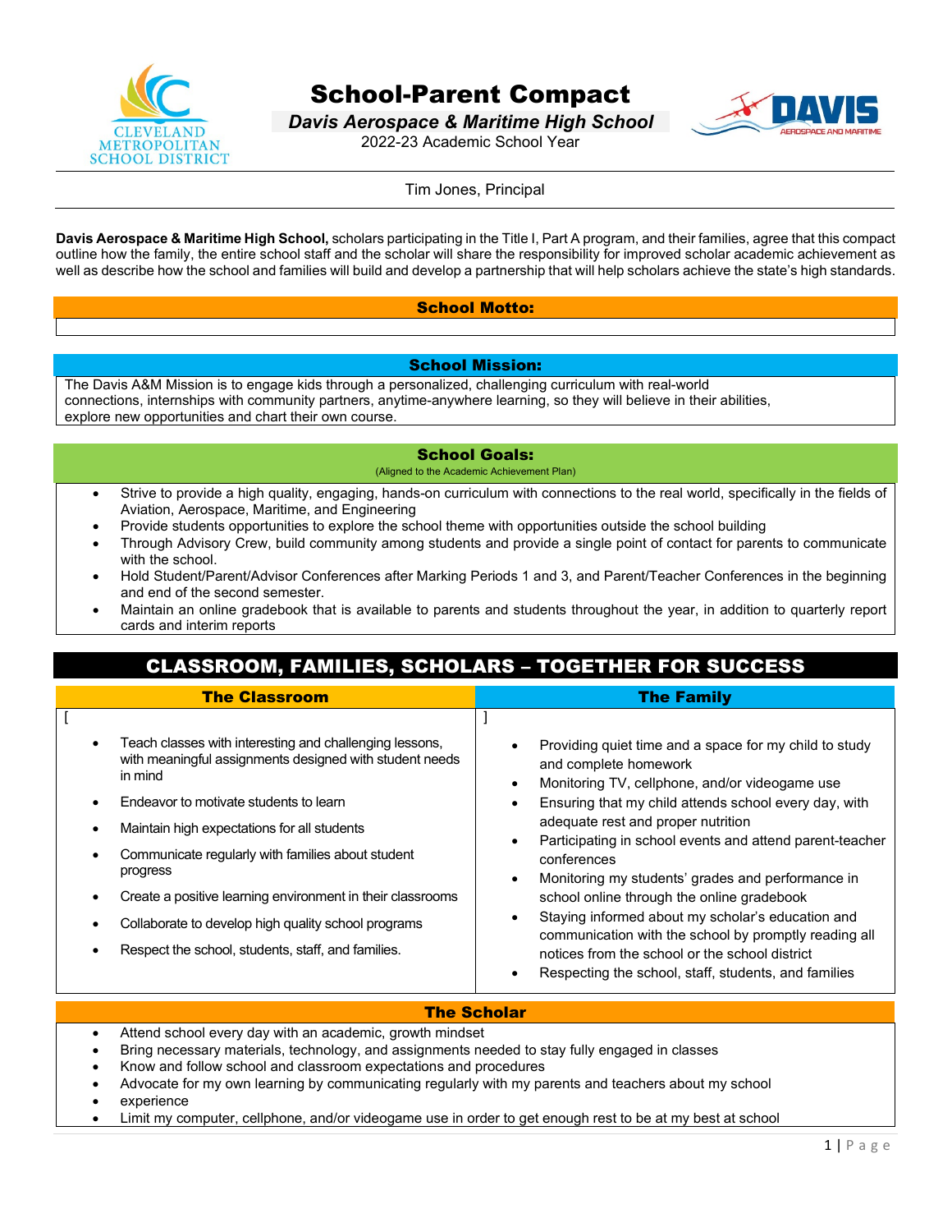# School-Parent Compact

## *Davis Aerospace & Maritime High School*

2022-23 Academic School Year

Tim Jones, Principal

**Davis Aerospace & Maritime High School,** scholars participating in the Title I, Part A program, and their families, agree that this compact outline how the family, the entire school staff and the scholar will share the responsibility for improved scholar academic achievement as well as describe how the school and families will build and develop a partnership that will help scholars achieve the state's high standards.

### School Motto:

### School Mission:

The Davis A&M Mission is to engage kids through a personalized, challenging curriculum with real-world connections, internships with community partners, anytime-anywhere learning, so they will believe in their abilities, explore new opportunities and chart their own course.

### School Goals:

(Aligned to the Academic Achievement Plan)

- Strive to provide a high quality, engaging, hands-on curriculum with connections to the real world, specifically in the fields of Aviation, Aerospace, Maritime, and Engineering
- Provide students opportunities to explore the school theme with opportunities outside the school building
- Through Advisory Crew, build community among students and provide a single point of contact for parents to communicate with the school.
- Hold Student/Parent/Advisor Conferences after Marking Periods 1 and 3, and Parent/Teacher Conferences in the beginning and end of the second semester.
- Maintain an online gradebook that is available to parents and students throughout the year, in addition to quarterly report cards and interim reports

## CLASSROOM, FAMILIES, SCHOLARS – TOGETHER FOR SUCCESS

### The Classroom

[

- Teach classes with interesting and challenging lessons, with meaningful assignments designed with student needs in mind
- Endeavor to motivate students to learn
- Maintain high expectations for all students
- Communicate regularly with families about student progress
- Create a positive learning environment in their classrooms
- Collaborate to develop high quality school programs
- Respect the school, students, staff, and families.

### The Family

]

- Providing quiet time and a space for my child to study and complete homework
- Monitoring TV, cellphone, and/or videogame use
- Ensuring that my child attends school every day, with adequate rest and proper nutrition
- Participating in school events and attend parent-teacher conferences
- Monitoring my students' grades and performance in school online through the online gradebook
- Staying informed about my scholar's education and communication with the school by promptly reading all notices from the school or the school district
- Respecting the school, staff, students, and families

### The Scholar

- Attend school every day with an academic, growth mindset
- Bring necessary materials, technology, and assignments needed to stay fully engaged in classes
- Know and follow school and classroom expectations and procedures
- Advocate for my own learning by communicating regularly with my parents and teachers about my school
- experience
- Limit my computer, cellphone, and/or videogame use in order to get enough rest to be at my best at school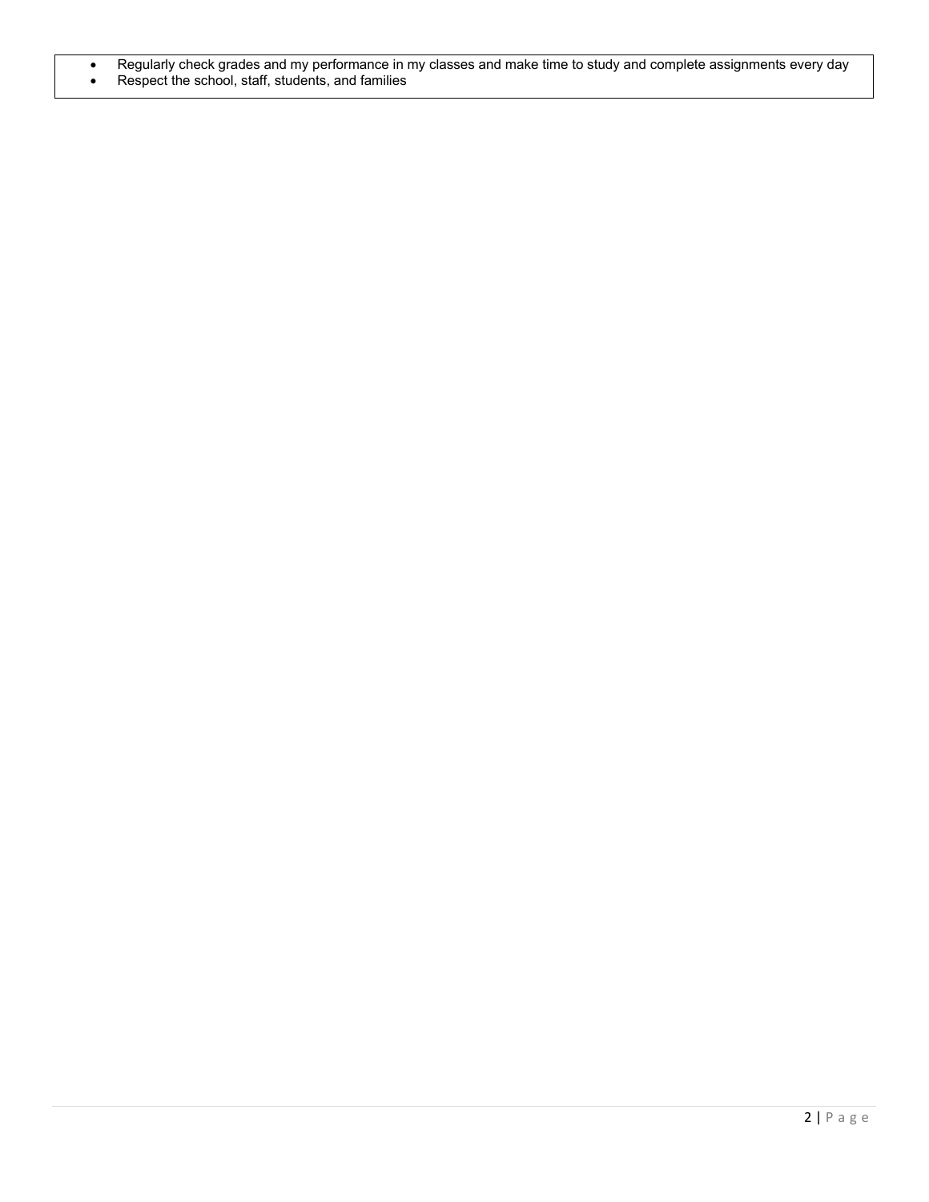- Regularly check grades and my performance in my classes and make time to study and complete assignments every day
- Respect the school, staff, students, and families